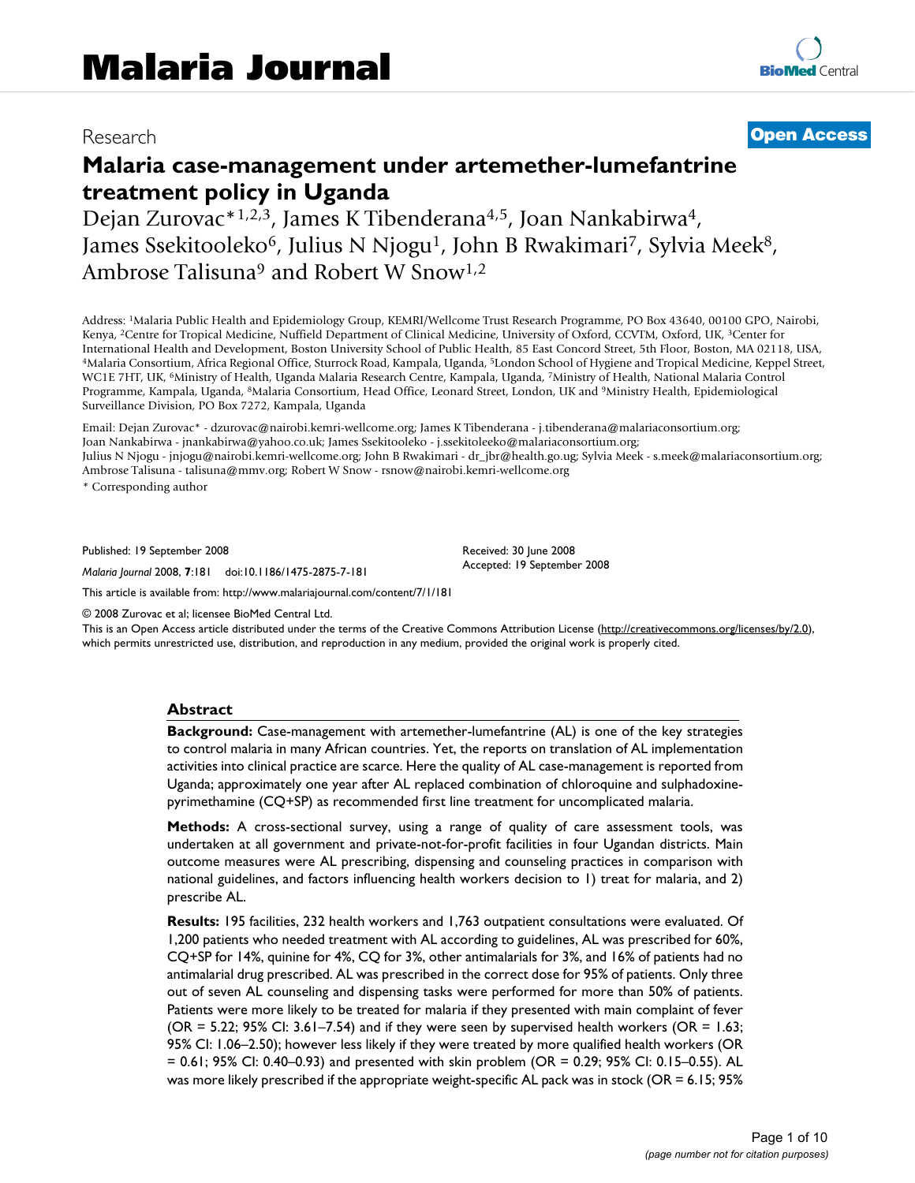# Malaria Journal

Research

**Open Access**

# Malaria case-management under artemether-lumefantrine treatment policy in Uganda

Dejan Zurovac*[1,2,3], James K Tibenderana[4,5], Joan Nankabirwa[4], James Ssekitooleko[6], Julius N Njogu[1], John B Rwakimari[7], Sylvia Meek[8], Ambrose Talisuna[9] and Robert W Snow[1,2]

Address: [1]Malaria Public Health and Epidemiology Group, KEMRI/Wellcome Trust Research Programme, PO Box 43640, 00100 GPO, Nairobi, Kenya, [2]Centre for Tropical Medicine, Nuffield Department of Clinical Medicine, University of Oxford, CCVTM, Oxford, UK, [3]Center for International Health and Development, Boston University School of Public Health, 85 East Concord Street, 5th Floor, Boston, MA 02118, USA, [4]Malaria Consortium, Africa Regional Office, Sturrock Road, Kampala, Uganda, [5]London School of Hygiene and Tropical Medicine, Keppel Street, WC1E 7HT, UK, [6]Ministry of Health, Uganda Malaria Research Centre, Kampala, Uganda, [7]Ministry of Health, National Malaria Control Programme, Kampala, Uganda, [8]Malaria Consortium, Head Office, Leonard Street, London, UK and [9]Ministry Health, Epidemiological Surveillance Division, PO Box 7272, Kampala, Uganda

Email: Dejan Zurovac* - dzurovac@nairobi.kemri-wellcome.org; James K Tibenderana - j.tibenderana@malariaconsortium.org; Joan Nankabirwa - jnankabirwa@yahoo.co.uk; James Ssekitooleko - j.ssekitoleeko@malariaconsortium.org; Julius N Njogu - jnjogu@nairobi.kemri-wellcome.org; John B Rwakimari - dr_jbr@health.go.ug; Sylvia Meek - s.meek@malariaconsortium.org; Ambrose Talisuna - talisuna@mmv.org; Robert W Snow - rsnow@nairobi.kemri-wellcome.org

\* Corresponding author

Published: 19 September 2008

*Malaria Journal* 2008, **7**:181 doi:10.1186/1475-2875-7-181

Received: 30 June 2008

Accepted: 19 September 2008

This article is available from: http://www.malariajournal.com/content/7/1/181

© 2008 Zurovac et al; licensee BioMed Central Ltd.

This is an Open Access article distributed under the terms of the Creative Commons Attribution License (http://creativecommons.org/licenses/by/2.0), which permits unrestricted use, distribution, and reproduction in any medium, provided the original work is properly cited.

## Abstract

**Background:** Case-management with artemether-lumefantrine (AL) is one of the key strategies to control malaria in many African countries. Yet, the reports on translation of AL implementation activities into clinical practice are scarce. Here the quality of AL case-management is reported from Uganda; approximately one year after AL replaced combination of chloroquine and sulphadoxine-pyrimethamine (CQ+SP) as recommended first line treatment for uncomplicated malaria.

**Methods:** A cross-sectional survey, using a range of quality of care assessment tools, was undertaken at all government and private-not-for-profit facilities in four Ugandan districts. Main outcome measures were AL prescribing, dispensing and counseling practices in comparison with national guidelines, and factors influencing health workers decision to 1) treat for malaria, and 2) prescribe AL.

**Results:** 195 facilities, 232 health workers and 1,763 outpatient consultations were evaluated. Of 1,200 patients who needed treatment with AL according to guidelines, AL was prescribed for 60%, CQ+SP for 14%, quinine for 4%, CQ for 3%, other antimalarials for 3%, and 16% of patients had no antimalarial drug prescribed. AL was prescribed in the correct dose for 95% of patients. Only three out of seven AL counseling and dispensing tasks were performed for more than 50% of patients. Patients were more likely to be treated for malaria if they presented with main complaint of fever (OR = 5.22; 95% CI: 3.61–7.54) and if they were seen by supervised health workers (OR = 1.63; 95% CI: 1.06–2.50); however less likely if they were treated by more qualified health workers (OR = 0.61; 95% CI: 0.40–0.93) and presented with skin problem (OR = 0.29; 95% CI: 0.15–0.55). AL was more likely prescribed if the appropriate weight-specific AL pack was in stock (OR = 6.15; 95%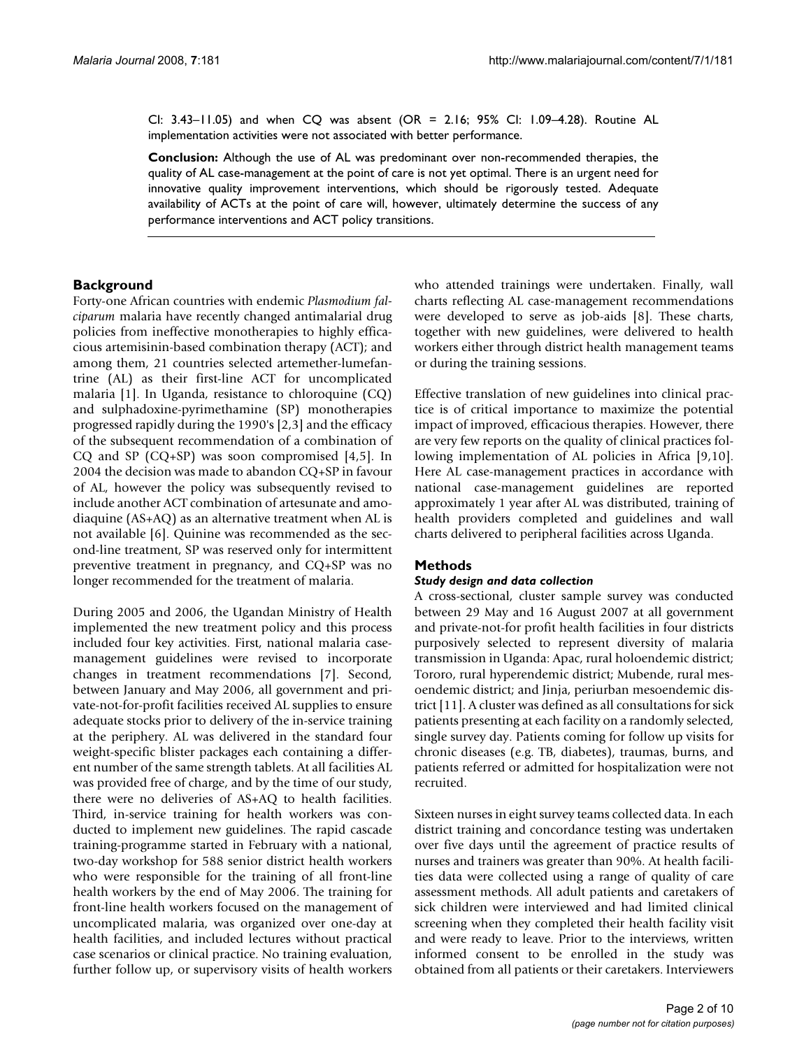CI: 3.43–11.05) and when CQ was absent (OR = 2.16; 95% CI: 1.09–4.28). Routine AL implementation activities were not associated with better performance.

**Conclusion:** Although the use of AL was predominant over non-recommended therapies, the quality of AL case-management at the point of care is not yet optimal. There is an urgent need for innovative quality improvement interventions, which should be rigorously tested. Adequate availability of ACTs at the point of care will, however, ultimately determine the success of any performance interventions and ACT policy transitions.

## Background

Forty-one African countries with endemic *Plasmodium falciparum* malaria have recently changed antimalarial drug policies from ineffective monotherapies to highly efficacious artemisinin-based combination therapy (ACT); and among them, 21 countries selected artemether-lumefantrine (AL) as their first-line ACT for uncomplicated malaria [1]. In Uganda, resistance to chloroquine (CQ) and sulphadoxine-pyrimethamine (SP) monotherapies progressed rapidly during the 1990's [2,3] and the efficacy of the subsequent recommendation of a combination of CQ and SP (CQ+SP) was soon compromised [4,5]. In 2004 the decision was made to abandon CQ+SP in favour of AL, however the policy was subsequently revised to include another ACT combination of artesunate and amodiaquine (AS+AQ) as an alternative treatment when AL is not available [6]. Quinine was recommended as the second-line treatment, SP was reserved only for intermittent preventive treatment in pregnancy, and CQ+SP was no longer recommended for the treatment of malaria.

During 2005 and 2006, the Ugandan Ministry of Health implemented the new treatment policy and this process included four key activities. First, national malaria case-management guidelines were revised to incorporate changes in treatment recommendations [7]. Second, between January and May 2006, all government and private-not-for-profit facilities received AL supplies to ensure adequate stocks prior to delivery of the in-service training at the periphery. AL was delivered in the standard four weight-specific blister packages each containing a different number of the same strength tablets. At all facilities AL was provided free of charge, and by the time of our study, there were no deliveries of AS+AQ to health facilities. Third, in-service training for health workers was conducted to implement new guidelines. The rapid cascade training-programme started in February with a national, two-day workshop for 588 senior district health workers who were responsible for the training of all front-line health workers by the end of May 2006. The training for front-line health workers focused on the management of uncomplicated malaria, was organized over one-day at health facilities, and included lectures without practical case scenarios or clinical practice. No training evaluation, further follow up, or supervisory visits of health workers who attended trainings were undertaken. Finally, wall charts reflecting AL case-management recommendations were developed to serve as job-aids [8]. These charts, together with new guidelines, were delivered to health workers either through district health management teams or during the training sessions.

Effective translation of new guidelines into clinical practice is of critical importance to maximize the potential impact of improved, efficacious therapies. However, there are very few reports on the quality of clinical practices following implementation of AL policies in Africa [9,10]. Here AL case-management practices in accordance with national case-management guidelines are reported approximately 1 year after AL was distributed, training of health providers completed and guidelines and wall charts delivered to peripheral facilities across Uganda.

## Methods

### *Study design and data collection*

A cross-sectional, cluster sample survey was conducted between 29 May and 16 August 2007 at all government and private-not-for profit health facilities in four districts purposively selected to represent diversity of malaria transmission in Uganda: Apac, rural holoendemic district; Tororo, rural hyperendemic district; Mubende, rural mesoendemic district; and Jinja, periurban mesoendemic district [11]. A cluster was defined as all consultations for sick patients presenting at each facility on a randomly selected, single survey day. Patients coming for follow up visits for chronic diseases (e.g. TB, diabetes), traumas, burns, and patients referred or admitted for hospitalization were not recruited.

Sixteen nurses in eight survey teams collected data. In each district training and concordance testing was undertaken over five days until the agreement of practice results of nurses and trainers was greater than 90%. At health facilities data were collected using a range of quality of care assessment methods. All adult patients and caretakers of sick children were interviewed and had limited clinical screening when they completed their health facility visit and were ready to leave. Prior to the interviews, written informed consent to be enrolled in the study was obtained from all patients or their caretakers. Interviewers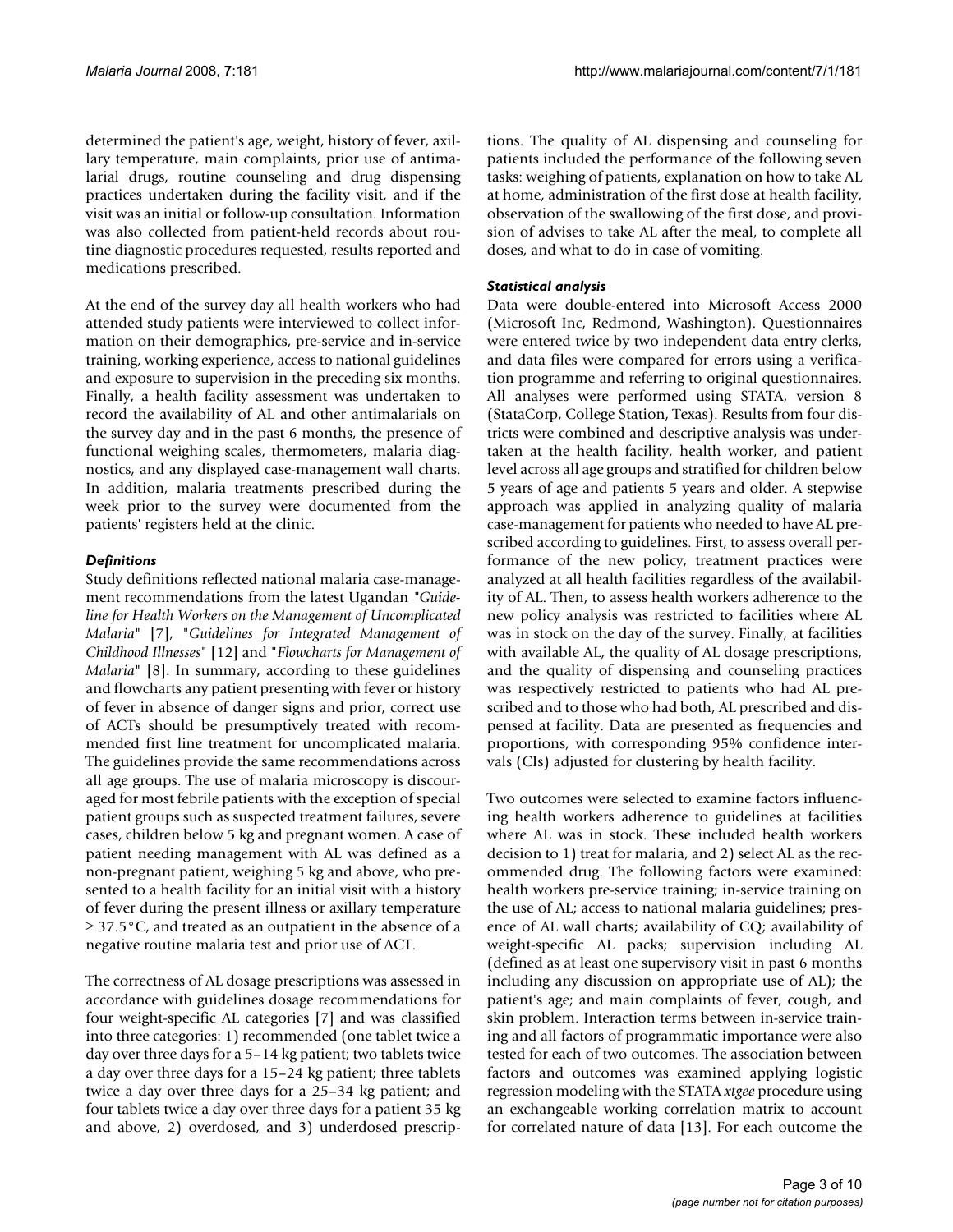determined the patient's age, weight, history of fever, axillary temperature, main complaints, prior use of antimalarial drugs, routine counseling and drug dispensing practices undertaken during the facility visit, and if the visit was an initial or follow-up consultation. Information was also collected from patient-held records about routine diagnostic procedures requested, results reported and medications prescribed.

At the end of the survey day all health workers who had attended study patients were interviewed to collect information on their demographics, pre-service and in-service training, working experience, access to national guidelines and exposure to supervision in the preceding six months. Finally, a health facility assessment was undertaken to record the availability of AL and other antimalarials on the survey day and in the past 6 months, the presence of functional weighing scales, thermometers, malaria diagnostics, and any displayed case-management wall charts. In addition, malaria treatments prescribed during the week prior to the survey were documented from the patients' registers held at the clinic.

### *Definitions*

Study definitions reflected national malaria case-management recommendations from the latest Ugandan "*Guideline for Health Workers on the Management of Uncomplicated Malaria*" [7], "*Guidelines for Integrated Management of Childhood Illnesses*" [12] and "*Flowcharts for Management of Malaria*" [8]. In summary, according to these guidelines and flowcharts any patient presenting with fever or history of fever in absence of danger signs and prior, correct use of ACTs should be presumptively treated with recommended first line treatment for uncomplicated malaria. The guidelines provide the same recommendations across all age groups. The use of malaria microscopy is discouraged for most febrile patients with the exception of special patient groups such as suspected treatment failures, severe cases, children below 5 kg and pregnant women. A case of patient needing management with AL was defined as a non-pregnant patient, weighing 5 kg and above, who presented to a health facility for an initial visit with a history of fever during the present illness or axillary temperature ≥ 37.5°C, and treated as an outpatient in the absence of a negative routine malaria test and prior use of ACT.

The correctness of AL dosage prescriptions was assessed in accordance with guidelines dosage recommendations for four weight-specific AL categories [7] and was classified into three categories: 1) recommended (one tablet twice a day over three days for a 5–14 kg patient; two tablets twice a day over three days for a 15–24 kg patient; three tablets twice a day over three days for a 25–34 kg patient; and four tablets twice a day over three days for a patient 35 kg and above, 2) overdosed, and 3) underdosed prescriptions. The quality of AL dispensing and counseling for patients included the performance of the following seven tasks: weighing of patients, explanation on how to take AL at home, administration of the first dose at health facility, observation of the swallowing of the first dose, and provision of advises to take AL after the meal, to complete all doses, and what to do in case of vomiting.

### *Statistical analysis*

Data were double-entered into Microsoft Access 2000 (Microsoft Inc, Redmond, Washington). Questionnaires were entered twice by two independent data entry clerks, and data files were compared for errors using a verification programme and referring to original questionnaires. All analyses were performed using STATA, version 8 (StataCorp, College Station, Texas). Results from four districts were combined and descriptive analysis was undertaken at the health facility, health worker, and patient level across all age groups and stratified for children below 5 years of age and patients 5 years and older. A stepwise approach was applied in analyzing quality of malaria case-management for patients who needed to have AL prescribed according to guidelines. First, to assess overall performance of the new policy, treatment practices were analyzed at all health facilities regardless of the availability of AL. Then, to assess health workers adherence to the new policy analysis was restricted to facilities where AL was in stock on the day of the survey. Finally, at facilities with available AL, the quality of AL dosage prescriptions, and the quality of dispensing and counseling practices was respectively restricted to patients who had AL prescribed and to those who had both, AL prescribed and dispensed at facility. Data are presented as frequencies and proportions, with corresponding 95% confidence intervals (CIs) adjusted for clustering by health facility.

Two outcomes were selected to examine factors influencing health workers adherence to guidelines at facilities where AL was in stock. These included health workers decision to 1) treat for malaria, and 2) select AL as the recommended drug. The following factors were examined: health workers pre-service training; in-service training on the use of AL; access to national malaria guidelines; presence of AL wall charts; availability of CQ; availability of weight-specific AL packs; supervision including AL (defined as at least one supervisory visit in past 6 months including any discussion on appropriate use of AL); the patient's age; and main complaints of fever, cough, and skin problem. Interaction terms between in-service training and all factors of programmatic importance were also tested for each of two outcomes. The association between factors and outcomes was examined applying logistic regression modeling with the STATA *xtgee* procedure using an exchangeable working correlation matrix to account for correlated nature of data [13]. For each outcome the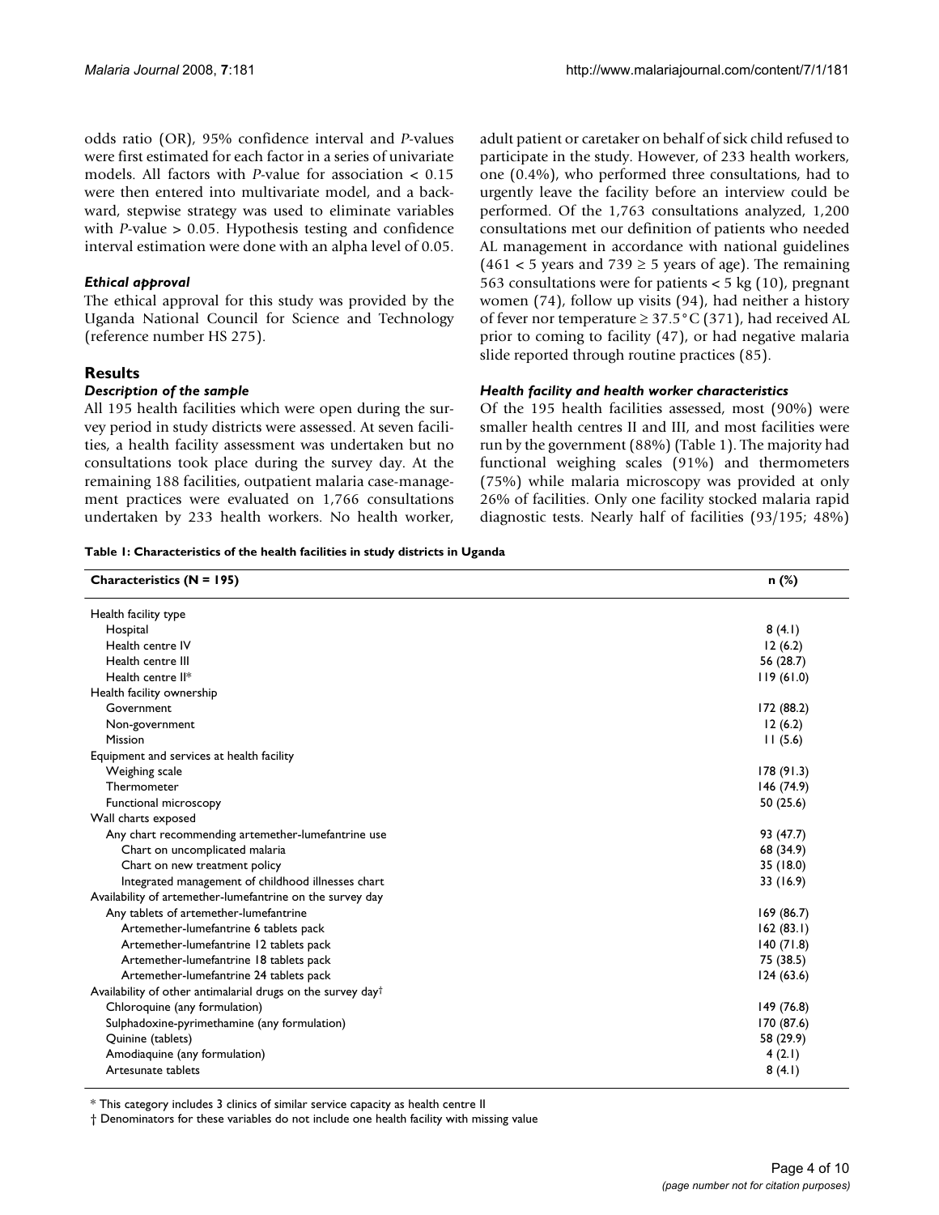odds ratio (OR), 95% confidence interval and *P*-values were first estimated for each factor in a series of univariate models. All factors with *P*-value for association < 0.15 were then entered into multivariate model, and a backward, stepwise strategy was used to eliminate variables with *P*-value > 0.05. Hypothesis testing and confidence interval estimation were done with an alpha level of 0.05.

### *Ethical approval*

The ethical approval for this study was provided by the Uganda National Council for Science and Technology (reference number HS 275).

## Results

### *Description of the sample*

All 195 health facilities which were open during the survey period in study districts were assessed. At seven facilities, a health facility assessment was undertaken but no consultations took place during the survey day. At the remaining 188 facilities, outpatient malaria case-management practices were evaluated on 1,766 consultations undertaken by 233 health workers. No health worker, adult patient or caretaker on behalf of sick child refused to participate in the study. However, of 233 health workers, one (0.4%), who performed three consultations, had to urgently leave the facility before an interview could be performed. Of the 1,763 consultations analyzed, 1,200 consultations met our definition of patients who needed AL management in accordance with national guidelines (461 < 5 years and 739 ≥ 5 years of age). The remaining 563 consultations were for patients < 5 kg (10), pregnant women (74), follow up visits (94), had neither a history of fever nor temperature ≥ 37.5°C (371), had received AL prior to coming to facility (47), or had negative malaria slide reported through routine practices (85).

### *Health facility and health worker characteristics*

Of the 195 health facilities assessed, most (90%) were smaller health centres II and III, and most facilities were run by the government (88%) (Table 1). The majority had functional weighing scales (91%) and thermometers (75%) while malaria microscopy was provided at only 26% of facilities. Only one facility stocked malaria rapid diagnostic tests. Nearly half of facilities (93/195; 48%)

**Table 1: Characteristics of the health facilities in study districts in Uganda**

| Characteristics (N = 195) | n (%) |
|---|---|
| Health facility type | |
| Hospital | 8 (4.1) |
| Health centre IV | 12 (6.2) |
| Health centre III | 56 (28.7) |
| Health centre II* | 119 (61.0) |
| Health facility ownership | |
| Government | 172 (88.2) |
| Non-government | 12 (6.2) |
| Mission | 11 (5.6) |
| Equipment and services at health facility | |
| Weighing scale | 178 (91.3) |
| Thermometer | 146 (74.9) |
| Functional microscopy | 50 (25.6) |
| Wall charts exposed | |
| Any chart recommending artemether-lumefantrine use | 93 (47.7) |
| Chart on uncomplicated malaria | 68 (34.9) |
| Chart on new treatment policy | 35 (18.0) |
| Integrated management of childhood illnesses chart | 33 (16.9) |
| Availability of artemether-lumefantrine on the survey day | |
| Any tablets of artemether-lumefantrine | 169 (86.7) |
| Artemether-lumefantrine 6 tablets pack | 162 (83.1) |
| Artemether-lumefantrine 12 tablets pack | 140 (71.8) |
| Artemether-lumefantrine 18 tablets pack | 75 (38.5) |
| Artemether-lumefantrine 24 tablets pack | 124 (63.6) |
| Availability of other antimalarial drugs on the survey day† | |
| Chloroquine (any formulation) | 149 (76.8) |
| Sulphadoxine-pyrimethamine (any formulation) | 170 (87.6) |
| Quinine (tablets) | 58 (29.9) |
| Amodiaquine (any formulation) | 4 (2.1) |
| Artesunate tablets | 8 (4.1) |

* This category includes 3 clinics of similar service capacity as health centre II

† Denominators for these variables do not include one health facility with missing value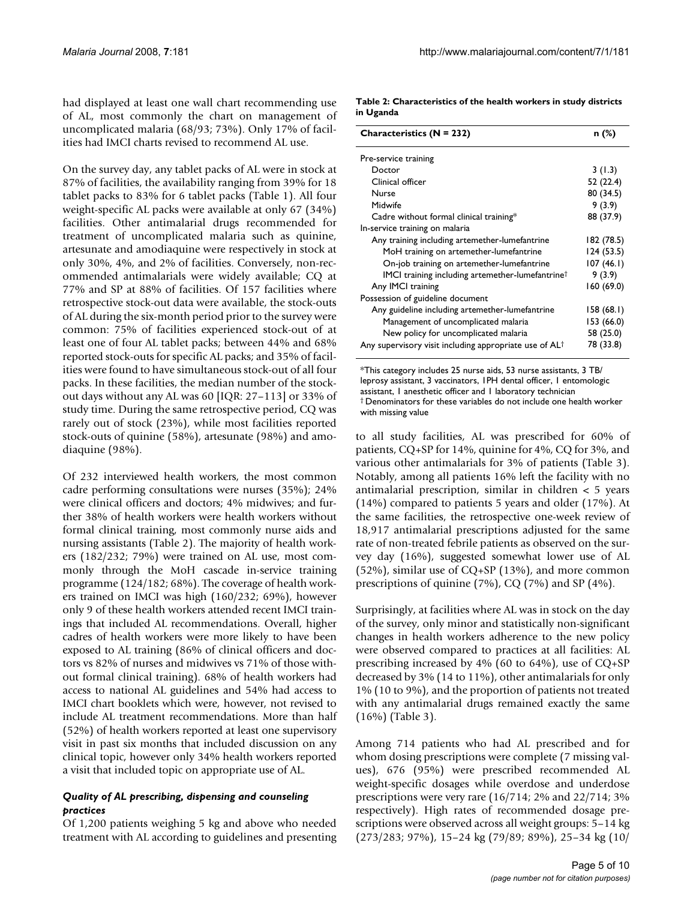had displayed at least one wall chart recommending use of AL, most commonly the chart on management of uncomplicated malaria (68/93; 73%). Only 17% of facilities had IMCI charts revised to recommend AL use.

On the survey day, any tablet packs of AL were in stock at 87% of facilities, the availability ranging from 39% for 18 tablet packs to 83% for 6 tablet packs (Table 1). All four weight-specific AL packs were available at only 67 (34%) facilities. Other antimalarial drugs recommended for treatment of uncomplicated malaria such as quinine, artesunate and amodiaquine were respectively in stock at only 30%, 4%, and 2% of facilities. Conversely, non-recommended antimalarials were widely available; CQ at 77% and SP at 88% of facilities. Of 157 facilities where retrospective stock-out data were available, the stock-outs of AL during the six-month period prior to the survey were common: 75% of facilities experienced stock-out of at least one of four AL tablet packs; between 44% and 68% reported stock-outs for specific AL packs; and 35% of facilities were found to have simultaneous stock-out of all four packs. In these facilities, the median number of the stock-out days without any AL was 60 [IQR: 27–113] or 33% of study time. During the same retrospective period, CQ was rarely out of stock (23%), while most facilities reported stock-outs of quinine (58%), artesunate (98%) and amodiaquine (98%).

Of 232 interviewed health workers, the most common cadre performing consultations were nurses (35%); 24% were clinical officers and doctors; 4% midwives; and further 38% of health workers were health workers without formal clinical training, most commonly nurse aids and nursing assistants (Table 2). The majority of health workers (182/232; 79%) were trained on AL use, most commonly through the MoH cascade in-service training programme (124/182; 68%). The coverage of health workers trained on IMCI was high (160/232; 69%), however only 9 of these health workers attended recent IMCI trainings that included AL recommendations. Overall, higher cadres of health workers were more likely to have been exposed to AL training (86% of clinical officers and doctors vs 82% of nurses and midwives vs 71% of those without formal clinical training). 68% of health workers had access to national AL guidelines and 54% had access to IMCI chart booklets which were, however, not revised to include AL treatment recommendations. More than half (52%) of health workers reported at least one supervisory visit in past six months that included discussion on any clinical topic, however only 34% health workers reported a visit that included topic on appropriate use of AL.

**Table 2: Characteristics of the health workers in study districts in Uganda**

| Characteristics (N = 232) | n (%) |
|---|---|
| Pre-service training | |
| Doctor | 3 (1.3) |
| Clinical officer | 52 (22.4) |
| Nurse | 80 (34.5) |
| Midwife | 9 (3.9) |
| Cadre without formal clinical training* | 88 (37.9) |
| In-service training on malaria | |
| Any training including artemether-lumefantrine | 182 (78.5) |
| MoH training on artemether-lumefantrine | 124 (53.5) |
| On-job training on artemether-lumefantrine | 107 (46.1) |
| IMCI training including artemether-lumefantrine† | 9 (3.9) |
| Any IMCI training | 160 (69.0) |
| Possession of guideline document | |
| Any guideline including artemether-lumefantrine | 158 (68.1) |
| Management of uncomplicated malaria | 153 (66.0) |
| New policy for uncomplicated malaria | 58 (25.0) |
| Any supervisory visit including appropriate use of AL† | 78 (33.8) |

*This category includes 25 nurse aids, 53 nurse assistants, 3 TB/leprosy assistant, 3 vaccinators, 1PH dental officer, 1 entomologic assistant, 1 anesthetic officer and 1 laboratory technician
† Denominators for these variables do not include one health worker with missing value

### *Quality of AL prescribing, dispensing and counseling practices*

Of 1,200 patients weighing 5 kg and above who needed treatment with AL according to guidelines and presenting to all study facilities, AL was prescribed for 60% of patients, CQ+SP for 14%, quinine for 4%, CQ for 3%, and various other antimalarials for 3% of patients (Table 3). Notably, among all patients 16% left the facility with no antimalarial prescription, similar in children < 5 years (14%) compared to patients 5 years and older (17%). At the same facilities, the retrospective one-week review of 18,917 antimalarial prescriptions adjusted for the same rate of non-treated febrile patients as observed on the survey day (16%), suggested somewhat lower use of AL (52%), similar use of CQ+SP (13%), and more common prescriptions of quinine (7%), CQ (7%) and SP (4%).

Surprisingly, at facilities where AL was in stock on the day of the survey, only minor and statistically non-significant changes in health workers adherence to the new policy were observed compared to practices at all facilities: AL prescribing increased by 4% (60 to 64%), use of CQ+SP decreased by 3% (14 to 11%), other antimalarials for only 1% (10 to 9%), and the proportion of patients not treated with any antimalarial drugs remained exactly the same (16%) (Table 3).

Among 714 patients who had AL prescribed and for whom dosing prescriptions were complete (7 missing values), 676 (95%) were prescribed recommended AL weight-specific dosages while overdose and underdose prescriptions were very rare (16/714; 2% and 22/714; 3% respectively). High rates of recommended dosage prescriptions were observed across all weight groups: 5–14 kg (273/283; 97%), 15–24 kg (79/89; 89%), 25–34 kg (10/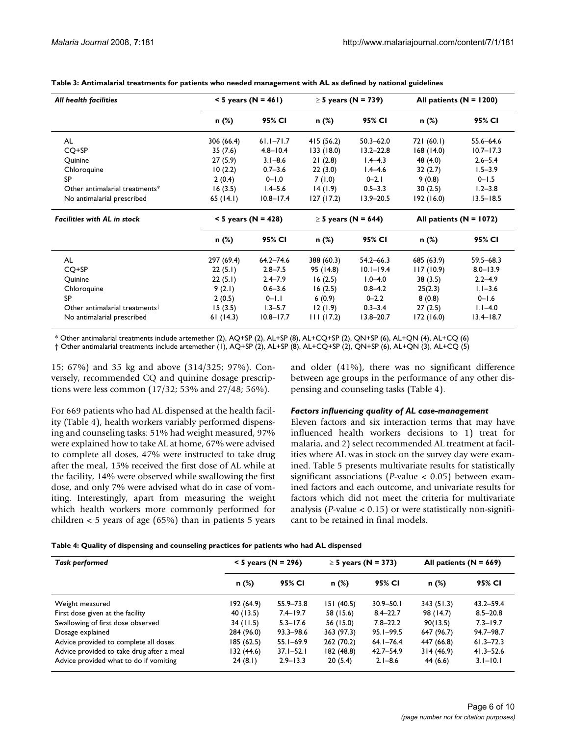**Table 3: Antimalarial treatments for patients who needed management with AL as defined by national guidelines**

| *All health facilities* | < 5 years (N = 461) | | ≥ 5 years (N = 739) | | All patients (N = 1200) | |
|---|---|---|---|---|---|---|
| | n (%) | 95% CI | n (%) | 95% CI | n (%) | 95% CI |
| AL | 306 (66.4) | 61.1–71.7 | 415 (56.2) | 50.3–62.0 | 721 (60.1) | 55.6–64.6 |
| CQ+SP | 35 (7.6) | 4.8–10.4 | 133 (18.0) | 13.2–22.8 | 168 (14.0) | 10.7–17.3 |
| Quinine | 27 (5.9) | 3.1–8.6 | 21 (2.8) | 1.4–4.3 | 48 (4.0) | 2.6–5.4 |
| Chloroquine | 10 (2.2) | 0.7–3.6 | 22 (3.0) | 1.4–4.6 | 32 (2.7) | 1.5–3.9 |
| SP | 2 (0.4) | 0–1.0 | 7 (1.0) | 0–2.1 | 9 (0.8) | 0–1.5 |
| Other antimalarial treatments* | 16 (3.5) | 1.4–5.6 | 14 (1.9) | 0.5–3.3 | 30 (2.5) | 1.2–3.8 |
| No antimalarial prescribed | 65 (14.1) | 10.8–17.4 | 127 (17.2) | 13.9–20.5 | 192 (16.0) | 13.5–18.5 |
| *Facilities with AL in stock* | < 5 years (N = 428) | | ≥ 5 years (N = 644) | | All patients (N = 1072) | |
| | n (%) | 95% CI | n (%) | 95% CI | n (%) | 95% CI |
| AL | 297 (69.4) | 64.2–74.6 | 388 (60.3) | 54.2–66.3 | 685 (63.9) | 59.5–68.3 |
| CQ+SP | 22 (5.1) | 2.8–7.5 | 95 (14.8) | 10.1–19.4 | 117 (10.9) | 8.0–13.9 |
| Quinine | 22 (5.1) | 2.4–7.9 | 16 (2.5) | 1.0–4.0 | 38 (3.5) | 2.2–4.9 |
| Chloroquine | 9 (2.1) | 0.6–3.6 | 16 (2.5) | 0.8–4.2 | 25(2.3) | 1.1–3.6 |
| SP | 2 (0.5) | 0–1.1 | 6 (0.9) | 0–2.2 | 8 (0.8) | 0–1.6 |
| Other antimalarial treatments† | 15 (3.5) | 1.3–5.7 | 12 (1.9) | 0.3–3.4 | 27 (2.5) | 1.1–4.0 |
| No antimalarial prescribed | 61 (14.3) | 10.8–17.7 | 111 (17.2) | 13.8–20.7 | 172 (16.0) | 13.4–18.7 |

\* Other antimalarial treatments include artemether (2), AQ+SP (2), AL+SP (8), AL+CQ+SP (2), QN+SP (6), AL+QN (4), AL+CQ (6)
† Other antimalarial treatments include artemether (1), AQ+SP (2), AL+SP (8), AL+CQ+SP (2), QN+SP (6), AL+QN (3), AL+CQ (5)

15; 67%) and 35 kg and above (314/325; 97%). Conversely, recommended CQ and quinine dosage prescriptions were less common (17/32; 53% and 27/48; 56%).

For 669 patients who had AL dispensed at the health facility (Table 4), health workers variably performed dispensing and counseling tasks: 51% had weight measured, 97% were explained how to take AL at home, 67% were advised to complete all doses, 47% were instructed to take drug after the meal, 15% received the first dose of AL while at the facility, 14% were observed while swallowing the first dose, and only 7% were advised what do in case of vomiting. Interestingly, apart from measuring the weight which health workers more commonly performed for children < 5 years of age (65%) than in patients 5 years and older (41%), there was no significant difference between age groups in the performance of any other dispensing and counseling tasks (Table 4).

### *Factors influencing quality of AL case-management*

Eleven factors and six interaction terms that may have influenced health workers decisions to 1) treat for malaria, and 2) select recommended AL treatment at facilities where AL was in stock on the survey day were examined. Table 5 presents multivariate results for statistically significant associations (*P*-value < 0.05) between examined factors and each outcome, and univariate results for factors which did not meet the criteria for multivariate analysis (*P*-value < 0.15) or were statistically non-significant to be retained in final models.

**Table 4: Quality of dispensing and counseling practices for patients who had AL dispensed**

| *Task performed* | < 5 years (N = 296) | | ≥ 5 years (N = 373) | | All patients (N = 669) | |
|---|---|---|---|---|---|---|
| | n (%) | 95% CI | n (%) | 95% CI | n (%) | 95% CI |
| Weight measured | 192 (64.9) | 55.9–73.8 | 151 (40.5) | 30.9–50.1 | 343 (51.3) | 43.2–59.4 |
| First dose given at the facility | 40 (13.5) | 7.4–19.7 | 58 (15.6) | 8.4–22.7 | 98 (14.7) | 8.5–20.8 |
| Swallowing of first dose observed | 34 (11.5) | 5.3–17.6 | 56 (15.0) | 7.8–22.2 | 90(13.5) | 7.3–19.7 |
| Dosage explained | 284 (96.0) | 93.3–98.6 | 363 (97.3) | 95.1–99.5 | 647 (96.7) | 94.7–98.7 |
| Advice provided to complete all doses | 185 (62.5) | 55.1–69.9 | 262 (70.2) | 64.1–76.4 | 447 (66.8) | 61.3–72.3 |
| Advice provided to take drug after a meal | 132 (44.6) | 37.1–52.1 | 182 (48.8) | 42.7–54.9 | 314 (46.9) | 41.3–52.6 |
| Advice provided what to do if vomiting | 24 (8.1) | 2.9–13.3 | 20 (5.4) | 2.1–8.6 | 44 (6.6) | 3.1–10.1 |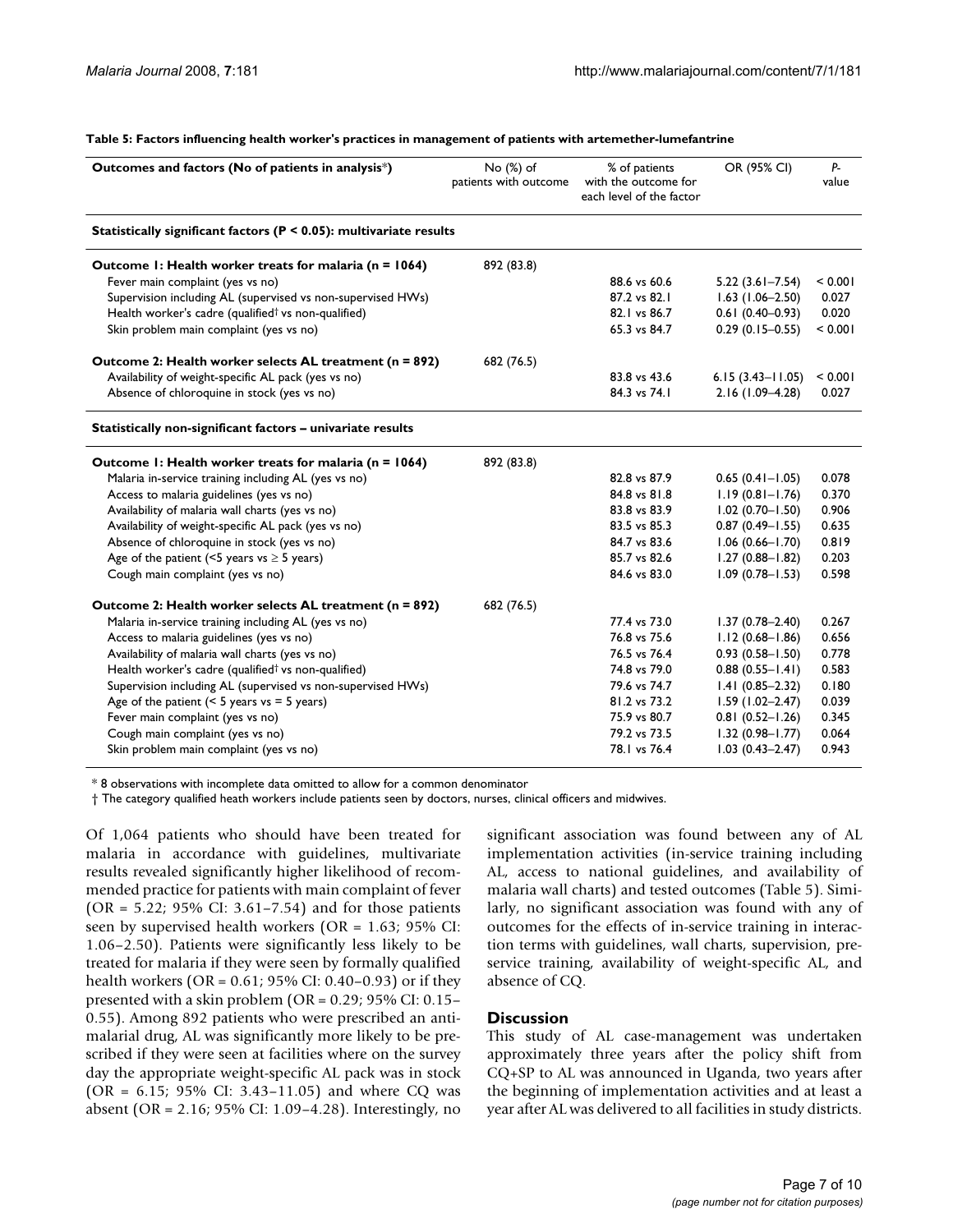**Table 5: Factors influencing health worker's practices in management of patients with artemether-lumefantrine**

| Outcomes and factors (No of patients in analysis*) | No (%) of patients with outcome | % of patients with the outcome for each level of the factor | OR (95% CI) | P-value |
|---|---|---|---|---|
| **Statistically significant factors (P < 0.05): multivariate results** | | | | |
| **Outcome 1: Health worker treats for malaria (n = 1064)** | 892 (83.8) | | | |
| Fever main complaint (yes vs no) | | 88.6 vs 60.6 | 5.22 (3.61–7.54) | < 0.001 |
| Supervision including AL (supervised vs non-supervised HWs) | | 87.2 vs 82.1 | 1.63 (1.06–2.50) | 0.027 |
| Health worker's cadre (qualified† vs non-qualified) | | 82.1 vs 86.7 | 0.61 (0.40–0.93) | 0.020 |
| Skin problem main complaint (yes vs no) | | 65.3 vs 84.7 | 0.29 (0.15–0.55) | < 0.001 |
| **Outcome 2: Health worker selects AL treatment (n = 892)** | 682 (76.5) | | | |
| Availability of weight-specific AL pack (yes vs no) | | 83.8 vs 43.6 | 6.15 (3.43–11.05) | < 0.001 |
| Absence of chloroquine in stock (yes vs no) | | 84.3 vs 74.1 | 2.16 (1.09–4.28) | 0.027 |
| **Statistically non-significant factors – univariate results** | | | | |
| **Outcome 1: Health worker treats for malaria (n = 1064)** | 892 (83.8) | | | |
| Malaria in-service training including AL (yes vs no) | | 82.8 vs 87.9 | 0.65 (0.41–1.05) | 0.078 |
| Access to malaria guidelines (yes vs no) | | 84.8 vs 81.8 | 1.19 (0.81–1.76) | 0.370 |
| Availability of malaria wall charts (yes vs no) | | 83.8 vs 83.9 | 1.02 (0.70–1.50) | 0.906 |
| Availability of weight-specific AL pack (yes vs no) | | 83.5 vs 85.3 | 0.87 (0.49–1.55) | 0.635 |
| Absence of chloroquine in stock (yes vs no) | | 84.7 vs 83.6 | 1.06 (0.66–1.70) | 0.819 |
| Age of the patient (<5 years vs ≥ 5 years) | | 85.7 vs 82.6 | 1.27 (0.88–1.82) | 0.203 |
| Cough main complaint (yes vs no) | | 84.6 vs 83.0 | 1.09 (0.78–1.53) | 0.598 |
| **Outcome 2: Health worker selects AL treatment (n = 892)** | 682 (76.5) | | | |
| Malaria in-service training including AL (yes vs no) | | 77.4 vs 73.0 | 1.37 (0.78–2.40) | 0.267 |
| Access to malaria guidelines (yes vs no) | | 76.8 vs 75.6 | 1.12 (0.68–1.86) | 0.656 |
| Availability of malaria wall charts (yes vs no) | | 76.5 vs 76.4 | 0.93 (0.58–1.50) | 0.778 |
| Health worker's cadre (qualified† vs non-qualified) | | 74.8 vs 79.0 | 0.88 (0.55–1.41) | 0.583 |
| Supervision including AL (supervised vs non-supervised HWs) | | 79.6 vs 74.7 | 1.41 (0.85–2.32) | 0.180 |
| Age of the patient (< 5 years vs = 5 years) | | 81.2 vs 73.2 | 1.59 (1.02–2.47) | 0.039 |
| Fever main complaint (yes vs no) | | 75.9 vs 80.7 | 0.81 (0.52–1.26) | 0.345 |
| Cough main complaint (yes vs no) | | 79.2 vs 73.5 | 1.32 (0.98–1.77) | 0.064 |
| Skin problem main complaint (yes vs no) | | 78.1 vs 76.4 | 1.03 (0.43–2.47) | 0.943 |

\* 8 observations with incomplete data omitted to allow for a common denominator

† The category qualified heath workers include patients seen by doctors, nurses, clinical officers and midwives.

Of 1,064 patients who should have been treated for malaria in accordance with guidelines, multivariate results revealed significantly higher likelihood of recommended practice for patients with main complaint of fever (OR = 5.22; 95% CI: 3.61–7.54) and for those patients seen by supervised health workers (OR = 1.63; 95% CI: 1.06–2.50). Patients were significantly less likely to be treated for malaria if they were seen by formally qualified health workers (OR = 0.61; 95% CI: 0.40–0.93) or if they presented with a skin problem (OR = 0.29; 95% CI: 0.15–0.55). Among 892 patients who were prescribed an antimalarial drug, AL was significantly more likely to be prescribed if they were seen at facilities where on the survey day the appropriate weight-specific AL pack was in stock (OR = 6.15; 95% CI: 3.43–11.05) and where CQ was absent (OR = 2.16; 95% CI: 1.09–4.28). Interestingly, no significant association was found between any of AL implementation activities (in-service training including AL, access to national guidelines, and availability of malaria wall charts) and tested outcomes (Table 5). Similarly, no significant association was found with any of outcomes for the effects of in-service training in interaction terms with guidelines, wall charts, supervision, pre-service training, availability of weight-specific AL, and absence of CQ.

## Discussion

This study of AL case-management was undertaken approximately three years after the policy shift from CQ+SP to AL was announced in Uganda, two years after the beginning of implementation activities and at least a year after AL was delivered to all facilities in study districts.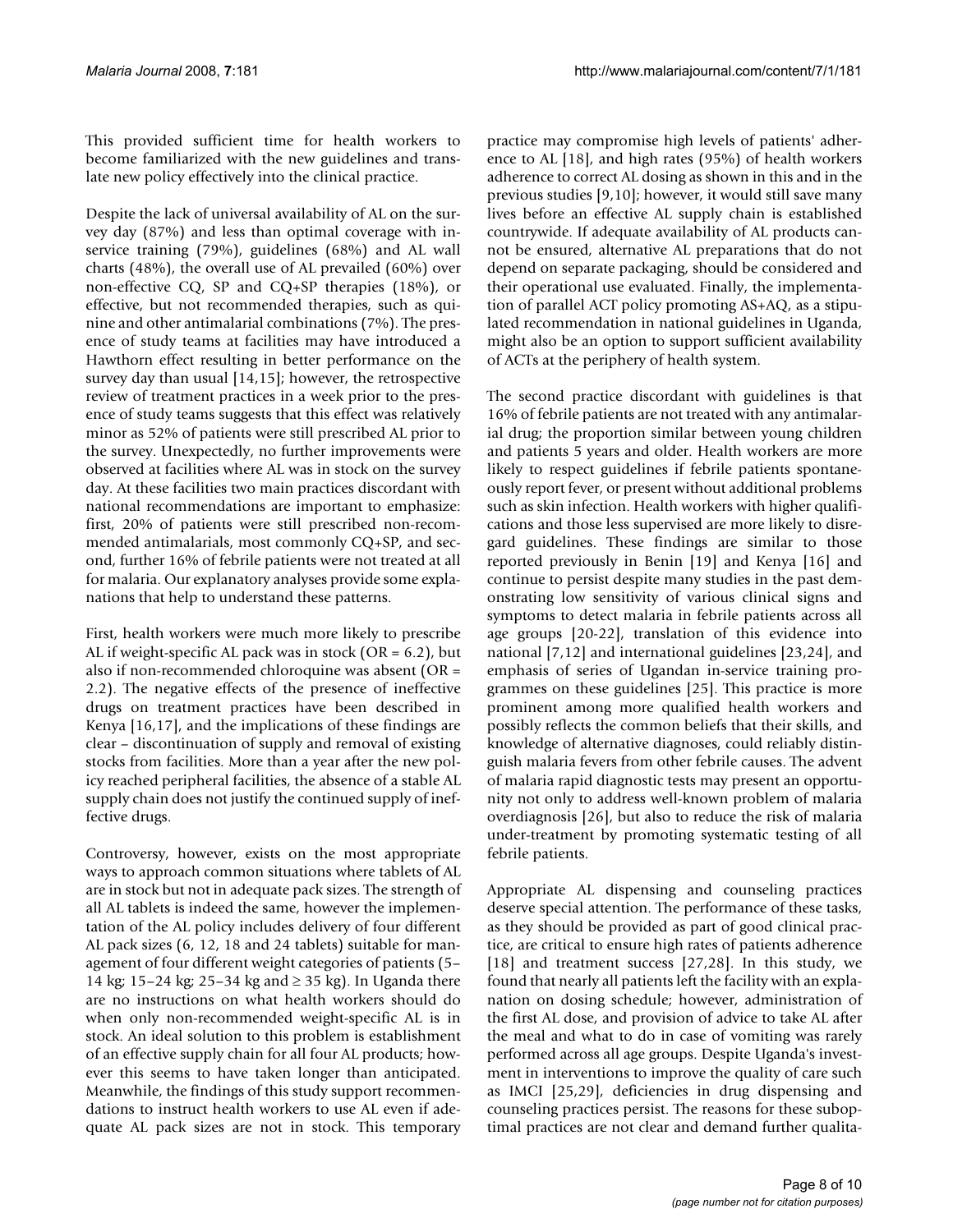This provided sufficient time for health workers to become familiarized with the new guidelines and translate new policy effectively into the clinical practice.

Despite the lack of universal availability of AL on the survey day (87%) and less than optimal coverage with in-service training (79%), guidelines (68%) and AL wall charts (48%), the overall use of AL prevailed (60%) over non-effective CQ, SP and CQ+SP therapies (18%), or effective, but not recommended therapies, such as quinine and other antimalarial combinations (7%). The presence of study teams at facilities may have introduced a Hawthorn effect resulting in better performance on the survey day than usual [14,15]; however, the retrospective review of treatment practices in a week prior to the presence of study teams suggests that this effect was relatively minor as 52% of patients were still prescribed AL prior to the survey. Unexpectedly, no further improvements were observed at facilities where AL was in stock on the survey day. At these facilities two main practices discordant with national recommendations are important to emphasize: first, 20% of patients were still prescribed non-recommended antimalarials, most commonly CQ+SP, and second, further 16% of febrile patients were not treated at all for malaria. Our explanatory analyses provide some explanations that help to understand these patterns.

First, health workers were much more likely to prescribe AL if weight-specific AL pack was in stock (OR = 6.2), but also if non-recommended chloroquine was absent (OR = 2.2). The negative effects of the presence of ineffective drugs on treatment practices have been described in Kenya [16,17], and the implications of these findings are clear – discontinuation of supply and removal of existing stocks from facilities. More than a year after the new policy reached peripheral facilities, the absence of a stable AL supply chain does not justify the continued supply of ineffective drugs.

Controversy, however, exists on the most appropriate ways to approach common situations where tablets of AL are in stock but not in adequate pack sizes. The strength of all AL tablets is indeed the same, however the implementation of the AL policy includes delivery of four different AL pack sizes (6, 12, 18 and 24 tablets) suitable for management of four different weight categories of patients (5–14 kg; 15–24 kg; 25–34 kg and ≥ 35 kg). In Uganda there are no instructions on what health workers should do when only non-recommended weight-specific AL is in stock. An ideal solution to this problem is establishment of an effective supply chain for all four AL products; however this seems to have taken longer than anticipated. Meanwhile, the findings of this study support recommendations to instruct health workers to use AL even if adequate AL pack sizes are not in stock. This temporary practice may compromise high levels of patients' adherence to AL [18], and high rates (95%) of health workers adherence to correct AL dosing as shown in this and in the previous studies [9,10]; however, it would still save many lives before an effective AL supply chain is established countrywide. If adequate availability of AL products cannot be ensured, alternative AL preparations that do not depend on separate packaging, should be considered and their operational use evaluated. Finally, the implementation of parallel ACT policy promoting AS+AQ, as a stipulated recommendation in national guidelines in Uganda, might also be an option to support sufficient availability of ACTs at the periphery of health system.

The second practice discordant with guidelines is that 16% of febrile patients are not treated with any antimalarial drug; the proportion similar between young children and patients 5 years and older. Health workers are more likely to respect guidelines if febrile patients spontaneously report fever, or present without additional problems such as skin infection. Health workers with higher qualifications and those less supervised are more likely to disregard guidelines. These findings are similar to those reported previously in Benin [19] and Kenya [16] and continue to persist despite many studies in the past demonstrating low sensitivity of various clinical signs and symptoms to detect malaria in febrile patients across all age groups [20-22], translation of this evidence into national [7,12] and international guidelines [23,24], and emphasis of series of Ugandan in-service training programmes on these guidelines [25]. This practice is more prominent among more qualified health workers and possibly reflects the common beliefs that their skills, and knowledge of alternative diagnoses, could reliably distinguish malaria fevers from other febrile causes. The advent of malaria rapid diagnostic tests may present an opportunity not only to address well-known problem of malaria overdiagnosis [26], but also to reduce the risk of malaria under-treatment by promoting systematic testing of all febrile patients.

Appropriate AL dispensing and counseling practices deserve special attention. The performance of these tasks, as they should be provided as part of good clinical practice, are critical to ensure high rates of patients adherence [18] and treatment success [27,28]. In this study, we found that nearly all patients left the facility with an explanation on dosing schedule; however, administration of the first AL dose, and provision of advice to take AL after the meal and what to do in case of vomiting was rarely performed across all age groups. Despite Uganda's investment in interventions to improve the quality of care such as IMCI [25,29], deficiencies in drug dispensing and counseling practices persist. The reasons for these suboptimal practices are not clear and demand further qualita-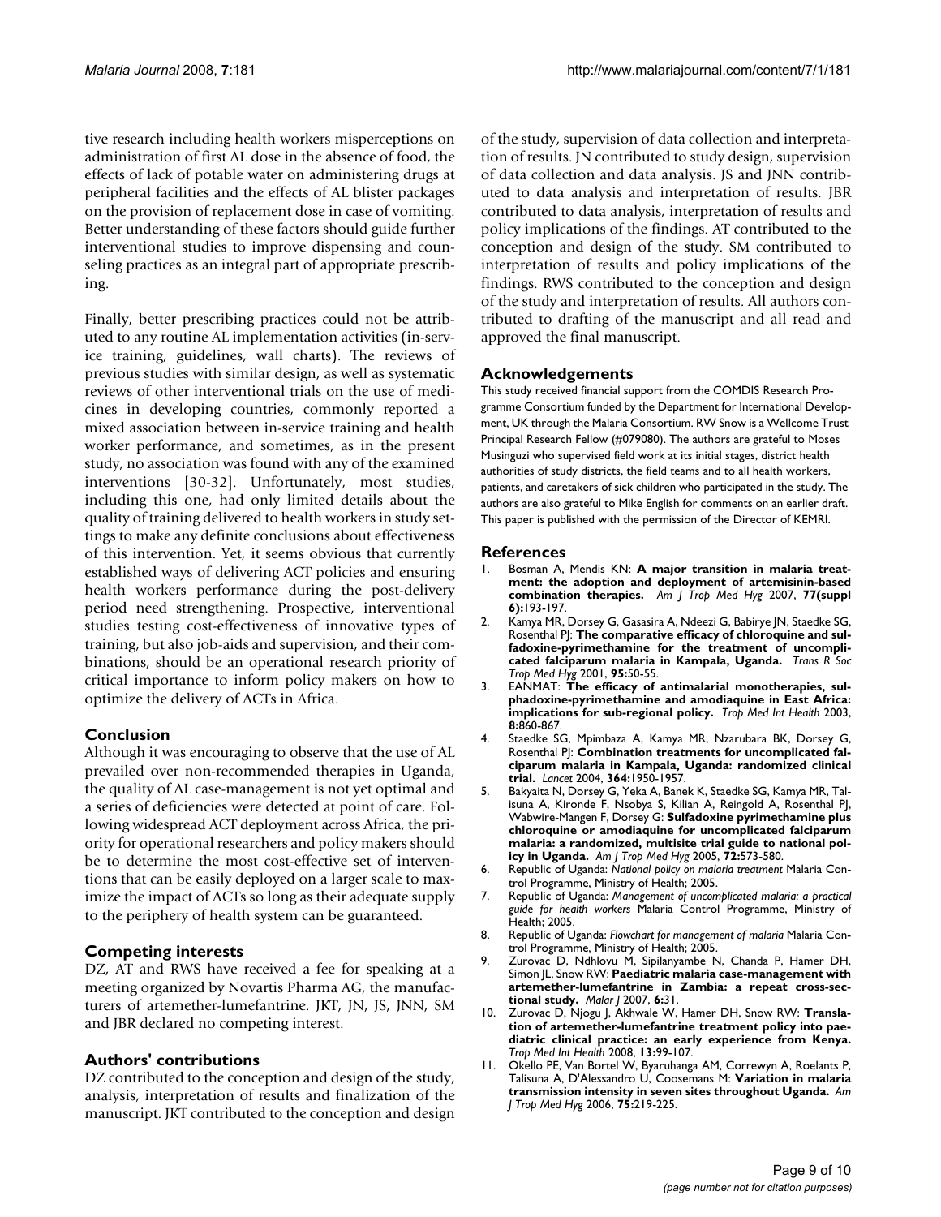tive research including health workers misperceptions on administration of first AL dose in the absence of food, the effects of lack of potable water on administering drugs at peripheral facilities and the effects of AL blister packages on the provision of replacement dose in case of vomiting. Better understanding of these factors should guide further interventional studies to improve dispensing and counseling practices as an integral part of appropriate prescribing.

Finally, better prescribing practices could not be attributed to any routine AL implementation activities (in-service training, guidelines, wall charts). The reviews of previous studies with similar design, as well as systematic reviews of other interventional trials on the use of medicines in developing countries, commonly reported a mixed association between in-service training and health worker performance, and sometimes, as in the present study, no association was found with any of the examined interventions [30-32]. Unfortunately, most studies, including this one, had only limited details about the quality of training delivered to health workers in study settings to make any definite conclusions about effectiveness of this intervention. Yet, it seems obvious that currently established ways of delivering ACT policies and ensuring health workers performance during the post-delivery period need strengthening. Prospective, interventional studies testing cost-effectiveness of innovative types of training, but also job-aids and supervision, and their combinations, should be an operational research priority of critical importance to inform policy makers on how to optimize the delivery of ACTs in Africa.

## Conclusion

Although it was encouraging to observe that the use of AL prevailed over non-recommended therapies in Uganda, the quality of AL case-management is not yet optimal and a series of deficiencies were detected at point of care. Following widespread ACT deployment across Africa, the priority for operational researchers and policy makers should be to determine the most cost-effective set of interventions that can be easily deployed on a larger scale to maximize the impact of ACTs so long as their adequate supply to the periphery of health system can be guaranteed.

## Competing interests

DZ, AT and RWS have received a fee for speaking at a meeting organized by Novartis Pharma AG, the manufacturers of artemether-lumefantrine. JKT, JN, JS, JNN, SM and JBR declared no competing interest.

## Authors' contributions

DZ contributed to the conception and design of the study, analysis, interpretation of results and finalization of the manuscript. JKT contributed to the conception and design of the study, supervision of data collection and interpretation of results. JN contributed to study design, supervision of data collection and data analysis. JS and JNN contributed to data analysis and interpretation of results. JBR contributed to data analysis, interpretation of results and policy implications of the findings. AT contributed to the conception and design of the study. SM contributed to interpretation of results and policy implications of the findings. RWS contributed to the conception and design of the study and interpretation of results. All authors contributed to drafting of the manuscript and all read and approved the final manuscript.

## Acknowledgements

This study received financial support from the COMDIS Research Programme Consortium funded by the Department for International Development, UK through the Malaria Consortium. RW Snow is a Wellcome Trust Principal Research Fellow (#079080). The authors are grateful to Moses Musinguzi who supervised field work at its initial stages, district health authorities of study districts, the field teams and to all health workers, patients, and caretakers of sick children who participated in the study. The authors are also grateful to Mike English for comments on an earlier draft. This paper is published with the permission of the Director of KEMRI.

## References

1. Bosman A, Mendis KN: **A major transition in malaria treatment: the adoption and deployment of artemisinin-based combination therapies.** *Am J Trop Med Hyg* 2007, **77(suppl 6):**193-197.
2. Kamya MR, Dorsey G, Gasasira A, Ndeezi G, Babirye JN, Staedke SG, Rosenthal PJ: **The comparative efficacy of chloroquine and sulfadoxine-pyrimethamine for the treatment of uncomplicated falciparum malaria in Kampala, Uganda.** *Trans R Soc Trop Med Hyg* 2001, **95:**50-55.
3. EANMAT: **The efficacy of antimalarial monotherapies, sulphadoxine-pyrimethamine and amodiaquine in East Africa: implications for sub-regional policy.** *Trop Med Int Health* 2003, **8:**860-867.
4. Staedke SG, Mpimbaza A, Kamya MR, Nzarubara BK, Dorsey G, Rosenthal PJ: **Combination treatments for uncomplicated falciparum malaria in Kampala, Uganda: randomized clinical trial.** *Lancet* 2004, **364:**1950-1957.
5. Bakyaita N, Dorsey G, Yeka A, Banek K, Staedke SG, Kamya MR, Talisuna A, Kironde F, Nsobya S, Kilian A, Reingold A, Rosenthal PJ, Wabwire-Mangen F, Dorsey G: **Sulfadoxine pyrimethamine plus chloroquine or amodiaquine for uncomplicated falciparum malaria: a randomized, multisite trial guide to national policy in Uganda.** *Am J Trop Med Hyg* 2005, **72:**573-580.
6. Republic of Uganda: *National policy on malaria treatment* Malaria Control Programme, Ministry of Health; 2005.
7. Republic of Uganda: *Management of uncomplicated malaria: a practical guide for health workers* Malaria Control Programme, Ministry of Health; 2005.
8. Republic of Uganda: *Flowchart for management of malaria* Malaria Control Programme, Ministry of Health; 2005.
9. Zurovac D, Ndhlovu M, Sipilanyambe N, Chanda P, Hamer DH, Simon JL, Snow RW: **Paediatric malaria case-management with artemether-lumefantrine in Zambia: a repeat cross-sectional study.** *Malar J* 2007, **6:**31.
10. Zurovac D, Njogu J, Akhwale W, Hamer DH, Snow RW: **Translation of artemether-lumefantrine treatment policy into paediatric clinical practice: an early experience from Kenya.** *Trop Med Int Health* 2008, **13:**99-107.
11. Okello PE, Van Bortel W, Byaruhanga AM, Correwyn A, Roelants P, Talisuna A, D'Alessandro U, Coosemans M: **Variation in malaria transmission intensity in seven sites throughout Uganda.** *Am J Trop Med Hyg* 2006, **75:**219-225.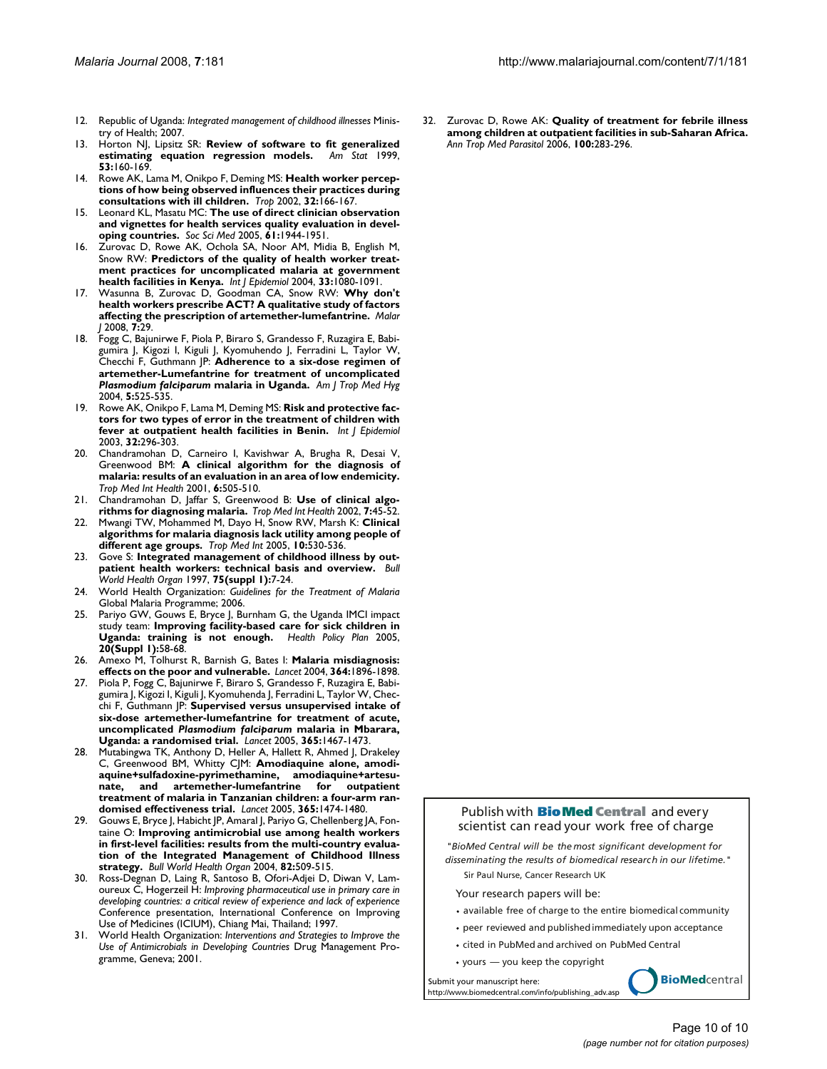12. Republic of Uganda: *Integrated management of childhood illnesses* Ministry of Health; 2007.
13. Horton NJ, Lipsitz SR: **Review of software to fit generalized estimating equation regression models.** *Am Stat* 1999, **53:**160-169.
14. Rowe AK, Lama M, Onikpo F, Deming MS: **Health worker perceptions of how being observed influences their practices during consultations with ill children.** *Trop* 2002, **32:**166-167.
15. Leonard KL, Masatu MC: **The use of direct clinician observation and vignettes for health services quality evaluation in developing countries.** *Soc Sci Med* 2005, **61:**1944-1951.
16. Zurovac D, Rowe AK, Ochola SA, Noor AM, Midia B, English M, Snow RW: **Predictors of the quality of health worker treatment practices for uncomplicated malaria at government health facilities in Kenya.** *Int J Epidemiol* 2004, **33:**1080-1091.
17. Wasunna B, Zurovac D, Goodman CA, Snow RW: **Why don't health workers prescribe ACT? A qualitative study of factors affecting the prescription of artemether-lumefantrine.** *Malar J* 2008, **7:**29.
18. Fogg C, Bajunirwe F, Piola P, Biraro S, Grandesso F, Ruzagira E, Babigumira J, Kigozi I, Kiguli J, Kyomuhendo J, Ferradini L, Taylor W, Checchi F, Guthmann JP: **Adherence to a six-dose regimen of artemether-Lumefantrine for treatment of uncomplicated *Plasmodium falciparum* malaria in Uganda.** *Am J Trop Med Hyg* 2004, **5:**525-535.
19. Rowe AK, Onikpo F, Lama M, Deming MS: **Risk and protective factors for two types of error in the treatment of children with fever at outpatient health facilities in Benin.** *Int J Epidemiol* 2003, **32:**296-303.
20. Chandramohan D, Carneiro I, Kavishwar A, Brugha R, Desai V, Greenwood BM: **A clinical algorithm for the diagnosis of malaria: results of an evaluation in an area of low endemicity.** *Trop Med Int Health* 2001, **6:**505-510.
21. Chandramohan D, Jaffar S, Greenwood B: **Use of clinical algorithms for diagnosing malaria.** *Trop Med Int Health* 2002, **7:**45-52.
22. Mwangi TW, Mohammed M, Dayo H, Snow RW, Marsh K: **Clinical algorithms for malaria diagnosis lack utility among people of different age groups.** *Trop Med Int* 2005, **10:**530-536.
23. Gove S: **Integrated management of childhood illness by outpatient health workers: technical basis and overview.** *Bull World Health Organ* 1997, **75(suppl 1):**7-24.
24. World Health Organization: *Guidelines for the Treatment of Malaria* Global Malaria Programme; 2006.
25. Pariyo GW, Gouws E, Bryce J, Burnham G, the Uganda IMCI impact study team: **Improving facility-based care for sick children in Uganda: training is not enough.** *Health Policy Plan* 2005, **20(Suppl 1):**58-68.
26. Amexo M, Tolhurst R, Barnish G, Bates I: **Malaria misdiagnosis: effects on the poor and vulnerable.** *Lancet* 2004, **364:**1896-1898.
27. Piola P, Fogg C, Bajunirwe F, Biraro S, Grandesso F, Ruzagira E, Babigumira J, Kigozi I, Kiguli J, Kyomuhenda J, Ferradini L, Taylor W, Checchi F, Guthmann JP: **Supervised versus unsupervised intake of six-dose artemether-lumefantrine for treatment of acute, uncomplicated *Plasmodium falciparum* malaria in Mbarara, Uganda: a randomised trial.** *Lancet* 2005, **365:**1467-1473.
28. Mutabingwa TK, Anthony D, Heller A, Hallett R, Ahmed J, Drakeley C, Greenwood BM, Whitty CJM: **Amodiaquine alone, amodiaquine+sulfadoxine-pyrimethamine, amodiaquine+artesunate, and artemether-lumefantrine for outpatient treatment of malaria in Tanzanian children: a four-arm randomised effectiveness trial.** *Lancet* 2005, **365:**1474-1480.
29. Gouws E, Bryce J, Habicht JP, Amaral J, Pariyo G, Chellenberg JA, Fontaine O: **Improving antimicrobial use among health workers in first-level facilities: results from the multi-country evaluation of the Integrated Management of Childhood Illness strategy.** *Bull World Health Organ* 2004, **82:**509-515.
30. Ross-Degnan D, Laing R, Santoso B, Ofori-Adjei D, Diwan V, Lamoureux C, Hogerzeil H: *Improving pharmaceutical use in primary care in developing countries: a critical review of experience and lack of experience* Conference presentation, International Conference on Improving Use of Medicines (ICIUM), Chiang Mai, Thailand; 1997.
31. World Health Organization: *Interventions and Strategies to Improve the Use of Antimicrobials in Developing Countries* Drug Management Programme, Geneva; 2001.
32. Zurovac D, Rowe AK: **Quality of treatment for febrile illness among children at outpatient facilities in sub-Saharan Africa.** *Ann Trop Med Parasitol* 2006, **100:**283-296.

Publish with **BioMed Central** and every scientist can read your work free of charge

*"BioMed Central will be the most significant development for disseminating the results of biomedical research in our lifetime."*

Sir Paul Nurse, Cancer Research UK

Your research papers will be:

- available free of charge to the entire biomedical community
- peer reviewed and published immediately upon acceptance
- cited in PubMed and archived on PubMed Central
- yours — you keep the copyright

Submit your manuscript here:
http://www.biomedcentral.com/info/publishing_adv.asp

**BioMed**central